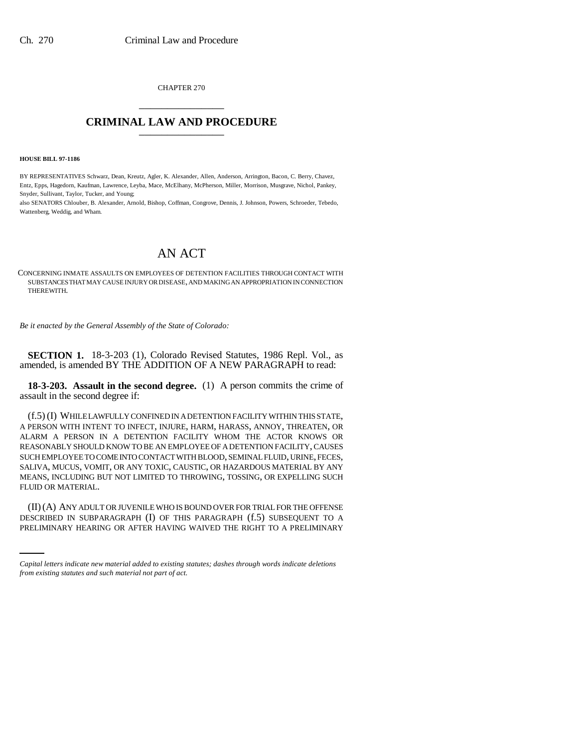CHAPTER 270

# CRIMINAL LAW AND PROCEDURE

**HOUSE BILL 97-1186**

BY REPRESENTATIVES Schwarz, Dean, Kreutz, Agler, K. Alexander, Allen, Anderson, Arrington, Bacon, C. Berry, Chavez, Entz, Epps, Hagedorn, Kaufman, Lawrence, Leyba, Mace, McElhany, McPherson, Miller, Morrison, Musgrave, Nichol, Pankey, Snyder, Sullivant, Taylor, Tucker, and Young;
also SENATORS Chlouber, B. Alexander, Arnold, Bishop, Coffman, Congrove, Dennis, J. Johnson, Powers, Schroeder, Tebedo, Wattenberg, Weddig, and Wham.

# AN ACT

CONCERNING INMATE ASSAULTS ON EMPLOYEES OF DETENTION FACILITIES THROUGH CONTACT WITH SUBSTANCES THAT MAY CAUSE INJURY OR DISEASE, AND MAKING AN APPROPRIATION IN CONNECTION THEREWITH.

*Be it enacted by the General Assembly of the State of Colorado:*

**SECTION 1.** 18-3-203 (1), Colorado Revised Statutes, 1986 Repl. Vol., as amended, is amended BY THE ADDITION OF A NEW PARAGRAPH to read:

**18-3-203. Assault in the second degree.** (1) A person commits the crime of assault in the second degree if:

(f.5) (I) WHILE LAWFULLY CONFINED IN A DETENTION FACILITY WITHIN THIS STATE, A PERSON WITH INTENT TO INFECT, INJURE, HARM, HARASS, ANNOY, THREATEN, OR ALARM A PERSON IN A DETENTION FACILITY WHOM THE ACTOR KNOWS OR REASONABLY SHOULD KNOW TO BE AN EMPLOYEE OF A DETENTION FACILITY, CAUSES SUCH EMPLOYEE TO COME INTO CONTACT WITH BLOOD, SEMINAL FLUID, URINE, FECES, SALIVA, MUCUS, VOMIT, OR ANY TOXIC, CAUSTIC, OR HAZARDOUS MATERIAL BY ANY MEANS, INCLUDING BUT NOT LIMITED TO THROWING, TOSSING, OR EXPELLING SUCH FLUID OR MATERIAL.

(II) (A) ANY ADULT OR JUVENILE WHO IS BOUND OVER FOR TRIAL FOR THE OFFENSE DESCRIBED IN SUBPARAGRAPH (I) OF THIS PARAGRAPH (f.5) SUBSEQUENT TO A PRELIMINARY HEARING OR AFTER HAVING WAIVED THE RIGHT TO A PRELIMINARY

*Capital letters indicate new material added to existing statutes; dashes through words indicate deletions from existing statutes and such material not part of act.*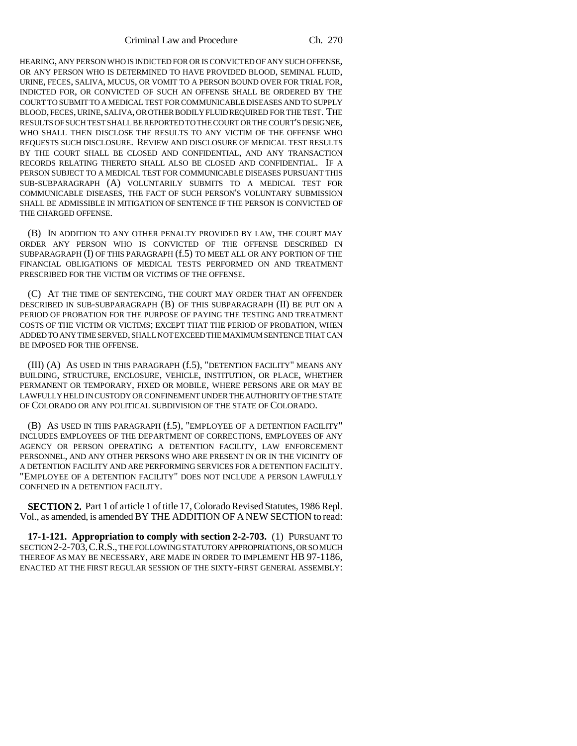HEARING, ANY PERSON WHO IS INDICTED FOR OR IS CONVICTED OF ANY SUCH OFFENSE, OR ANY PERSON WHO IS DETERMINED TO HAVE PROVIDED BLOOD, SEMINAL FLUID, URINE, FECES, SALIVA, MUCUS, OR VOMIT TO A PERSON BOUND OVER FOR TRIAL FOR, INDICTED FOR, OR CONVICTED OF SUCH AN OFFENSE SHALL BE ORDERED BY THE COURT TO SUBMIT TO A MEDICAL TEST FOR COMMUNICABLE DISEASES AND TO SUPPLY BLOOD, FECES, URINE, SALIVA, OR OTHER BODILY FLUID REQUIRED FOR THE TEST. THE RESULTS OF SUCH TEST SHALL BE REPORTED TO THE COURT OR THE COURT'S DESIGNEE, WHO SHALL THEN DISCLOSE THE RESULTS TO ANY VICTIM OF THE OFFENSE WHO REQUESTS SUCH DISCLOSURE. REVIEW AND DISCLOSURE OF MEDICAL TEST RESULTS BY THE COURT SHALL BE CLOSED AND CONFIDENTIAL, AND ANY TRANSACTION RECORDS RELATING THERETO SHALL ALSO BE CLOSED AND CONFIDENTIAL. IF A PERSON SUBJECT TO A MEDICAL TEST FOR COMMUNICABLE DISEASES PURSUANT THIS SUB-SUBPARAGRAPH (A) VOLUNTARILY SUBMITS TO A MEDICAL TEST FOR COMMUNICABLE DISEASES, THE FACT OF SUCH PERSON'S VOLUNTARY SUBMISSION SHALL BE ADMISSIBLE IN MITIGATION OF SENTENCE IF THE PERSON IS CONVICTED OF THE CHARGED OFFENSE.

(B) IN ADDITION TO ANY OTHER PENALTY PROVIDED BY LAW, THE COURT MAY ORDER ANY PERSON WHO IS CONVICTED OF THE OFFENSE DESCRIBED IN SUBPARAGRAPH (I) OF THIS PARAGRAPH (f.5) TO MEET ALL OR ANY PORTION OF THE FINANCIAL OBLIGATIONS OF MEDICAL TESTS PERFORMED ON AND TREATMENT PRESCRIBED FOR THE VICTIM OR VICTIMS OF THE OFFENSE.

(C) AT THE TIME OF SENTENCING, THE COURT MAY ORDER THAT AN OFFENDER DESCRIBED IN SUB-SUBPARAGRAPH (B) OF THIS SUBPARAGRAPH (II) BE PUT ON A PERIOD OF PROBATION FOR THE PURPOSE OF PAYING THE TESTING AND TREATMENT COSTS OF THE VICTIM OR VICTIMS; EXCEPT THAT THE PERIOD OF PROBATION, WHEN ADDED TO ANY TIME SERVED, SHALL NOT EXCEED THE MAXIMUM SENTENCE THAT CAN BE IMPOSED FOR THE OFFENSE.

(III) (A) AS USED IN THIS PARAGRAPH (f.5), "DETENTION FACILITY" MEANS ANY BUILDING, STRUCTURE, ENCLOSURE, VEHICLE, INSTITUTION, OR PLACE, WHETHER PERMANENT OR TEMPORARY, FIXED OR MOBILE, WHERE PERSONS ARE OR MAY BE LAWFULLY HELD IN CUSTODY OR CONFINEMENT UNDER THE AUTHORITY OF THE STATE OF COLORADO OR ANY POLITICAL SUBDIVISION OF THE STATE OF COLORADO.

(B) AS USED IN THIS PARAGRAPH (f.5), "EMPLOYEE OF A DETENTION FACILITY" INCLUDES EMPLOYEES OF THE DEPARTMENT OF CORRECTIONS, EMPLOYEES OF ANY AGENCY OR PERSON OPERATING A DETENTION FACILITY, LAW ENFORCEMENT PERSONNEL, AND ANY OTHER PERSONS WHO ARE PRESENT IN OR IN THE VICINITY OF A DETENTION FACILITY AND ARE PERFORMING SERVICES FOR A DETENTION FACILITY. "EMPLOYEE OF A DETENTION FACILITY" DOES NOT INCLUDE A PERSON LAWFULLY CONFINED IN A DETENTION FACILITY.

**SECTION 2.** Part 1 of article 1 of title 17, Colorado Revised Statutes, 1986 Repl. Vol., as amended, is amended BY THE ADDITION OF A NEW SECTION to read:

**17-1-121. Appropriation to comply with section 2-2-703.** (1) PURSUANT TO SECTION 2-2-703, C.R.S., THE FOLLOWING STATUTORY APPROPRIATIONS, OR SO MUCH THEREOF AS MAY BE NECESSARY, ARE MADE IN ORDER TO IMPLEMENT HB 97-1186, ENACTED AT THE FIRST REGULAR SESSION OF THE SIXTY-FIRST GENERAL ASSEMBLY: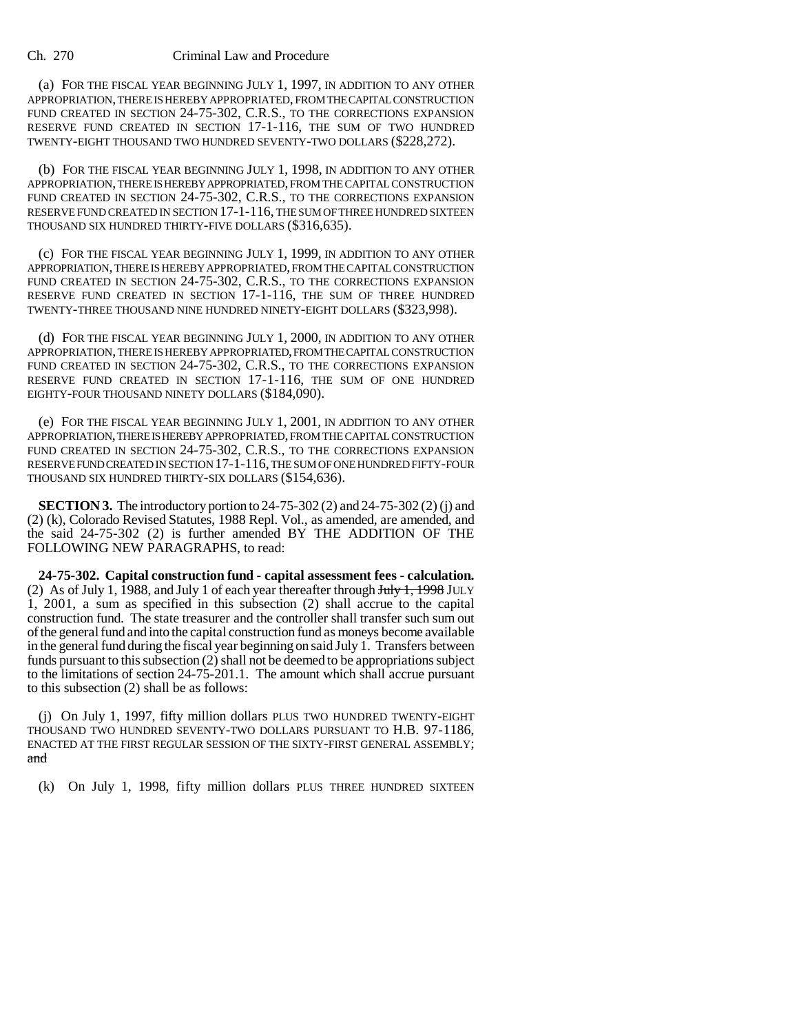(a) FOR THE FISCAL YEAR BEGINNING JULY 1, 1997, IN ADDITION TO ANY OTHER APPROPRIATION, THERE IS HEREBY APPROPRIATED, FROM THE CAPITAL CONSTRUCTION FUND CREATED IN SECTION 24-75-302, C.R.S., TO THE CORRECTIONS EXPANSION RESERVE FUND CREATED IN SECTION 17-1-116, THE SUM OF TWO HUNDRED TWENTY-EIGHT THOUSAND TWO HUNDRED SEVENTY-TWO DOLLARS ($228,272).

(b) FOR THE FISCAL YEAR BEGINNING JULY 1, 1998, IN ADDITION TO ANY OTHER APPROPRIATION, THERE IS HEREBY APPROPRIATED, FROM THE CAPITAL CONSTRUCTION FUND CREATED IN SECTION 24-75-302, C.R.S., TO THE CORRECTIONS EXPANSION RESERVE FUND CREATED IN SECTION 17-1-116, THE SUM OF THREE HUNDRED SIXTEEN THOUSAND SIX HUNDRED THIRTY-FIVE DOLLARS ($316,635).

(c) FOR THE FISCAL YEAR BEGINNING JULY 1, 1999, IN ADDITION TO ANY OTHER APPROPRIATION, THERE IS HEREBY APPROPRIATED, FROM THE CAPITAL CONSTRUCTION FUND CREATED IN SECTION 24-75-302, C.R.S., TO THE CORRECTIONS EXPANSION RESERVE FUND CREATED IN SECTION 17-1-116, THE SUM OF THREE HUNDRED TWENTY-THREE THOUSAND NINE HUNDRED NINETY-EIGHT DOLLARS ($323,998).

(d) FOR THE FISCAL YEAR BEGINNING JULY 1, 2000, IN ADDITION TO ANY OTHER APPROPRIATION, THERE IS HEREBY APPROPRIATED, FROM THE CAPITAL CONSTRUCTION FUND CREATED IN SECTION 24-75-302, C.R.S., TO THE CORRECTIONS EXPANSION RESERVE FUND CREATED IN SECTION 17-1-116, THE SUM OF ONE HUNDRED EIGHTY-FOUR THOUSAND NINETY DOLLARS ($184,090).

(e) FOR THE FISCAL YEAR BEGINNING JULY 1, 2001, IN ADDITION TO ANY OTHER APPROPRIATION, THERE IS HEREBY APPROPRIATED, FROM THE CAPITAL CONSTRUCTION FUND CREATED IN SECTION 24-75-302, C.R.S., TO THE CORRECTIONS EXPANSION RESERVE FUND CREATED IN SECTION 17-1-116, THE SUM OF ONE HUNDRED FIFTY-FOUR THOUSAND SIX HUNDRED THIRTY-SIX DOLLARS ($154,636).

**SECTION 3.** The introductory portion to 24-75-302 (2) and 24-75-302 (2) (j) and (2) (k), Colorado Revised Statutes, 1988 Repl. Vol., as amended, are amended, and the said 24-75-302 (2) is further amended BY THE ADDITION OF THE FOLLOWING NEW PARAGRAPHS, to read:

**24-75-302. Capital construction fund - capital assessment fees - calculation.** (2) As of July 1, 1988, and July 1 of each year thereafter through ~~July 1, 1998~~ JULY 1, 2001, a sum as specified in this subsection (2) shall accrue to the capital construction fund. The state treasurer and the controller shall transfer such sum out of the general fund and into the capital construction fund as moneys become available in the general fund during the fiscal year beginning on said July 1. Transfers between funds pursuant to this subsection (2) shall not be deemed to be appropriations subject to the limitations of section 24-75-201.1. The amount which shall accrue pursuant to this subsection (2) shall be as follows:

(j) On July 1, 1997, fifty million dollars PLUS TWO HUNDRED TWENTY-EIGHT THOUSAND TWO HUNDRED SEVENTY-TWO DOLLARS PURSUANT TO H.B. 97-1186, ENACTED AT THE FIRST REGULAR SESSION OF THE SIXTY-FIRST GENERAL ASSEMBLY; ~~and~~

(k) On July 1, 1998, fifty million dollars PLUS THREE HUNDRED SIXTEEN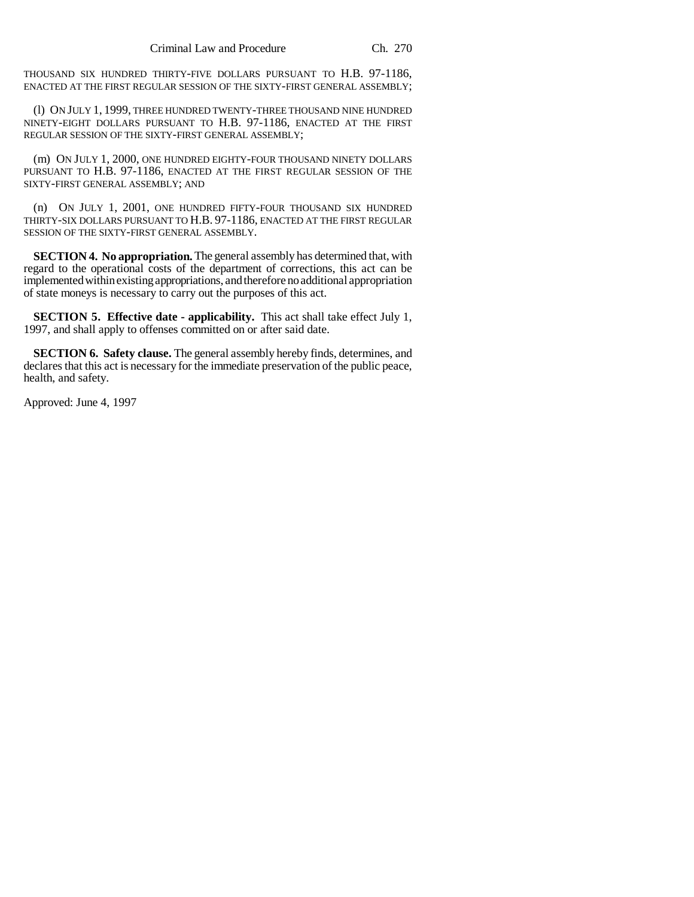THOUSAND SIX HUNDRED THIRTY-FIVE DOLLARS PURSUANT TO H.B. 97-1186, ENACTED AT THE FIRST REGULAR SESSION OF THE SIXTY-FIRST GENERAL ASSEMBLY;

(l) ON JULY 1, 1999, THREE HUNDRED TWENTY-THREE THOUSAND NINE HUNDRED NINETY-EIGHT DOLLARS PURSUANT TO H.B. 97-1186, ENACTED AT THE FIRST REGULAR SESSION OF THE SIXTY-FIRST GENERAL ASSEMBLY;

(m) ON JULY 1, 2000, ONE HUNDRED EIGHTY-FOUR THOUSAND NINETY DOLLARS PURSUANT TO H.B. 97-1186, ENACTED AT THE FIRST REGULAR SESSION OF THE SIXTY-FIRST GENERAL ASSEMBLY; AND

(n) ON JULY 1, 2001, ONE HUNDRED FIFTY-FOUR THOUSAND SIX HUNDRED THIRTY-SIX DOLLARS PURSUANT TO H.B. 97-1186, ENACTED AT THE FIRST REGULAR SESSION OF THE SIXTY-FIRST GENERAL ASSEMBLY.

**SECTION 4. No appropriation.** The general assembly has determined that, with regard to the operational costs of the department of corrections, this act can be implemented within existing appropriations, and therefore no additional appropriation of state moneys is necessary to carry out the purposes of this act.

**SECTION 5. Effective date - applicability.** This act shall take effect July 1, 1997, and shall apply to offenses committed on or after said date.

**SECTION 6. Safety clause.** The general assembly hereby finds, determines, and declares that this act is necessary for the immediate preservation of the public peace, health, and safety.

Approved: June 4, 1997